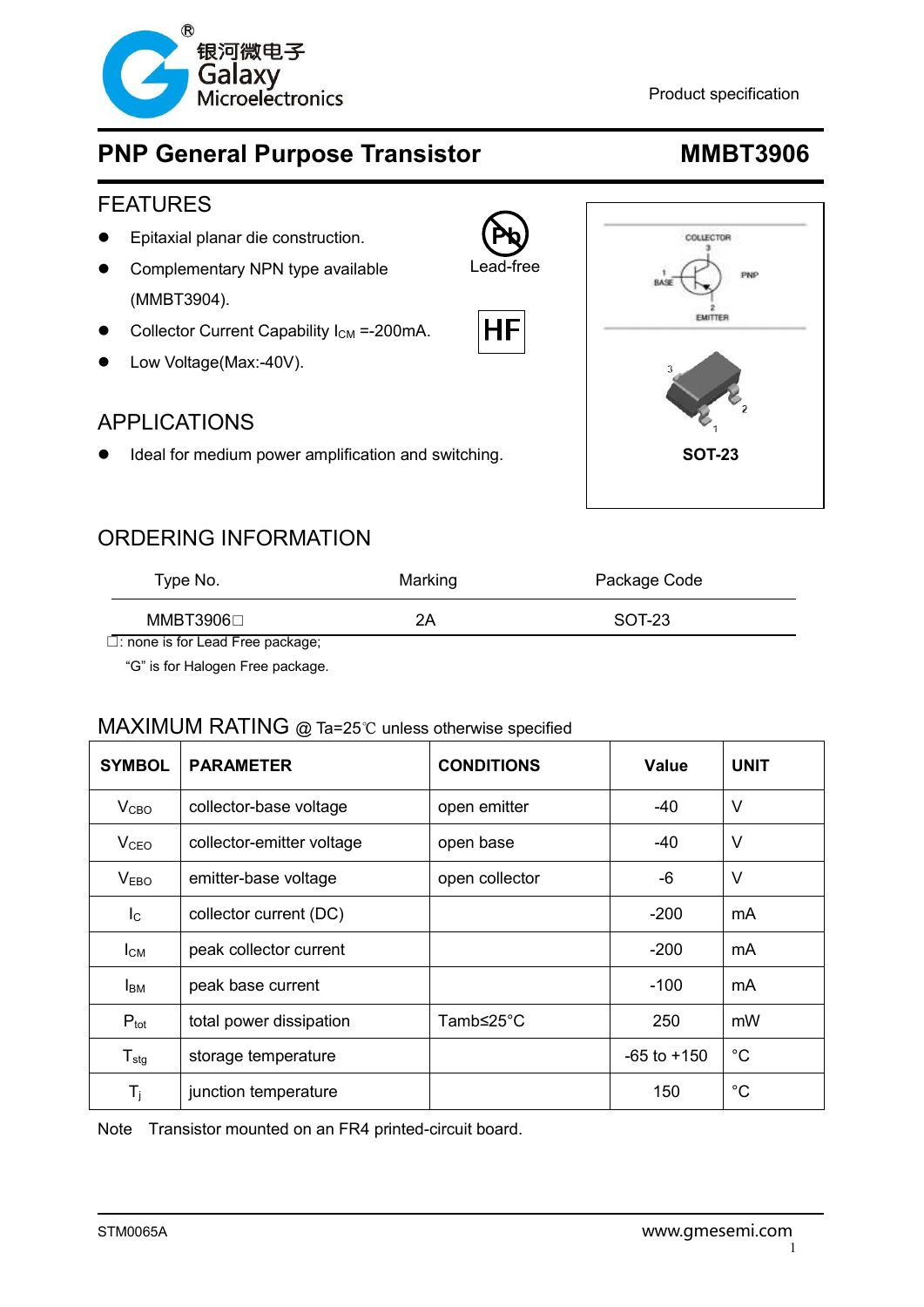银河微电子 Galaxy Microelectronics

Product specification

# PNP General Purpose Transistor — MMBT3906

## FEATURES

- Epitaxial planar die construction.
- Complementary NPN type available (MMBT3904).
- Collector Current Capability $I_{CM}$ =-200mA.
- Low Voltage(Max:-40V).

Lead-free

HF

COLLECTOR 3, BASE 1, EMITTER 2, PNP

SOT-23

## APPLICATIONS

- Ideal for medium power amplification and switching.

## ORDERING INFORMATION

| Type No. | Marking | Package Code |
|---|---|---|
| MMBT3906□ | 2A | SOT-23 |

□: none is for Lead Free package;
"G" is for Halogen Free package.

## MAXIMUM RATING @ Ta=25℃ unless otherwise specified

| SYMBOL | PARAMETER | CONDITIONS | Value | UNIT |
|---|---|---|---|---|
| $V_{CBO}$ | collector-base voltage | open emitter | -40 | V |
| $V_{CEO}$ | collector-emitter voltage | open base | -40 | V |
| $V_{EBO}$ | emitter-base voltage | open collector | -6 | V |
| $I_C$ | collector current (DC) | | -200 | mA |
| $I_{CM}$ | peak collector current | | -200 | mA |
| $I_{BM}$ | peak base current | | -100 | mA |
| $P_{tot}$ | total power dissipation | Tamb≤25°C | 250 | mW |
| $T_{stg}$ | storage temperature | | -65 to +150 | °C |
| $T_j$ | junction temperature | | 150 | °C |

Note Transistor mounted on an FR4 printed-circuit board.

STM0065A www.gmesemi.com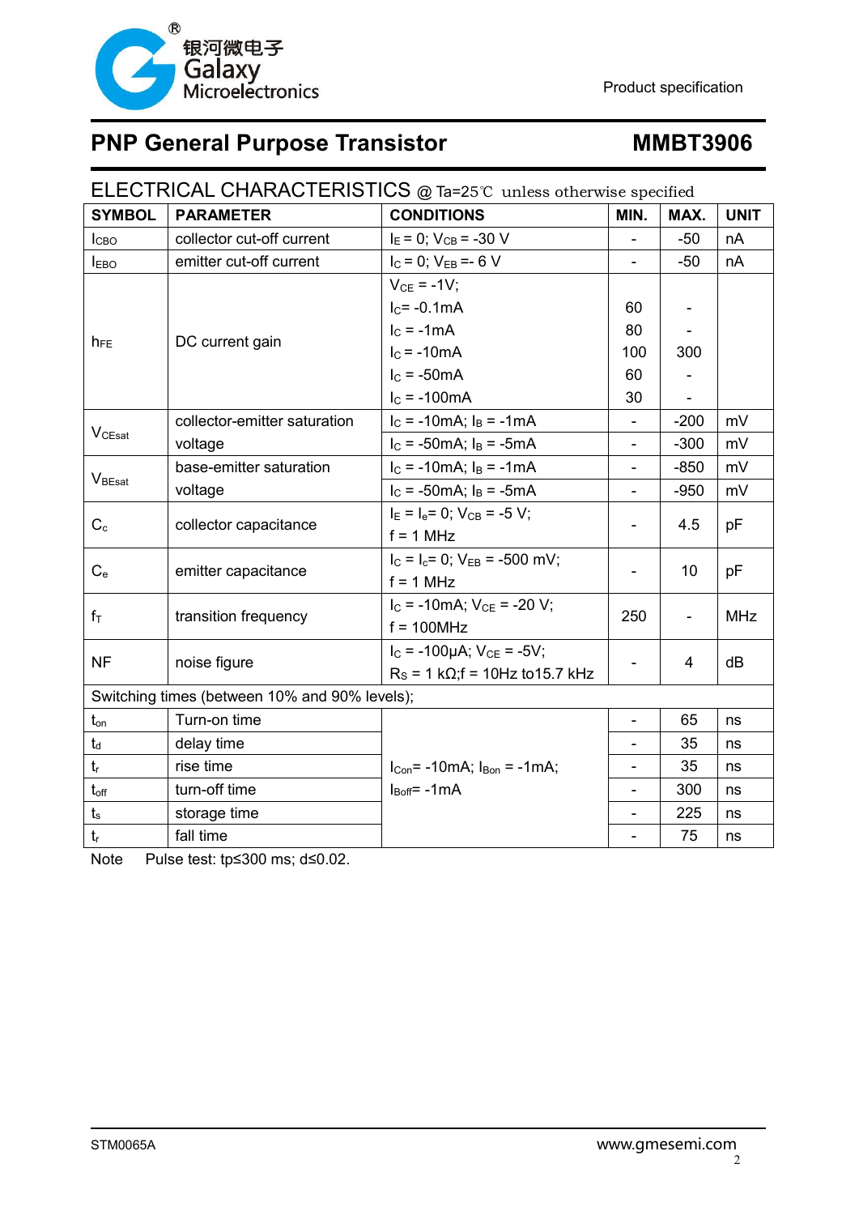# PNP General Purpose Transistor — MMBT3906

## ELECTRICAL CHARACTERISTICS @ Ta=25℃ unless otherwise specified

| SYMBOL | PARAMETER | CONDITIONS | MIN. | MAX. | UNIT |
|---|---|---|---|---|---|
| $I_{CBO}$ | collector cut-off current | $I_E$ = 0; $V_{CB}$ = -30 V | - | -50 | nA |
| $I_{EBO}$ | emitter cut-off current | $I_C$ = 0; $V_{EB}$ =- 6 V | - | -50 | nA |
| $h_{FE}$ | DC current gain | $V_{CE}$ = -1V; | | | |
| | | $I_C$= -0.1mA | 60 | - | |
| | | $I_C$ = -1mA | 80 | - | |
| | | $I_C$ = -10mA | 100 | 300 | |
| | | $I_C$ = -50mA | 60 | - | |
| | | $I_C$ = -100mA | 30 | - | |
| $V_{CEsat}$ | collector-emitter saturation voltage | $I_C$ = -10mA; $I_B$ = -1mA | - | -200 | mV |
| | | $I_C$ = -50mA; $I_B$ = -5mA | - | -300 | mV |
| $V_{BEsat}$ | base-emitter saturation voltage | $I_C$ = -10mA; $I_B$ = -1mA | - | -850 | mV |
| | | $I_C$ = -50mA; $I_B$ = -5mA | - | -950 | mV |
| $C_c$ | collector capacitance | $I_E$ = $I_e$= 0; $V_{CB}$ = -5 V; f = 1 MHz | - | 4.5 | pF |
| $C_e$ | emitter capacitance | $I_C$ = $I_c$= 0; $V_{EB}$ = -500 mV; f = 1 MHz | - | 10 | pF |
| $f_T$ | transition frequency | $I_C$ = -10mA; $V_{CE}$ = -20 V; f = 100MHz | 250 | - | MHz |
| NF | noise figure | $I_C$ = -100μA; $V_{CE}$ = -5V; $R_S$ = 1 kΩ;f = 10Hz to15.7 kHz | - | 4 | dB |
| Switching times (between 10% and 90% levels); | | | | | |
| $t_{on}$ | Turn-on time | $I_{Con}$= -10mA; $I_{Bon}$ = -1mA; $I_{Boff}$= -1mA | - | 65 | ns |
| $t_d$ | delay time | | - | 35 | ns |
| $t_r$ | rise time | | - | 35 | ns |
| $t_{off}$ | turn-off time | | - | 300 | ns |
| $t_s$ | storage time | | - | 225 | ns |
| $t_f$ | fall time | | - | 75 | ns |

Note  Pulse test: tp≤300 ms; d≤0.02.

STM0065A  www.gmesemi.com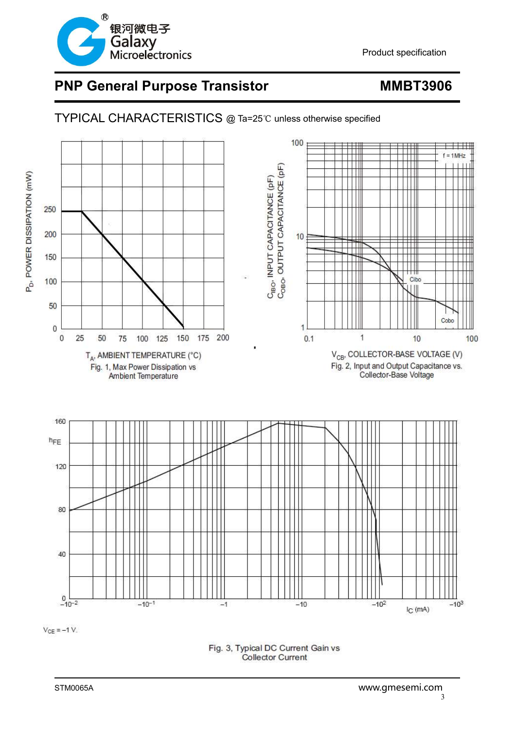# PNP General Purpose Transistor — MMBT3906

## TYPICAL CHARACTERISTICS @ Ta=25℃ unless otherwise specified

Fig. 1, Max Power Dissipation vs Ambient Temperature

Fig. 2, Input and Output Capacitance vs. Collector-Base Voltage

$V_{CE} = -1$ V.

Fig. 3, Typical DC Current Gain vs Collector Current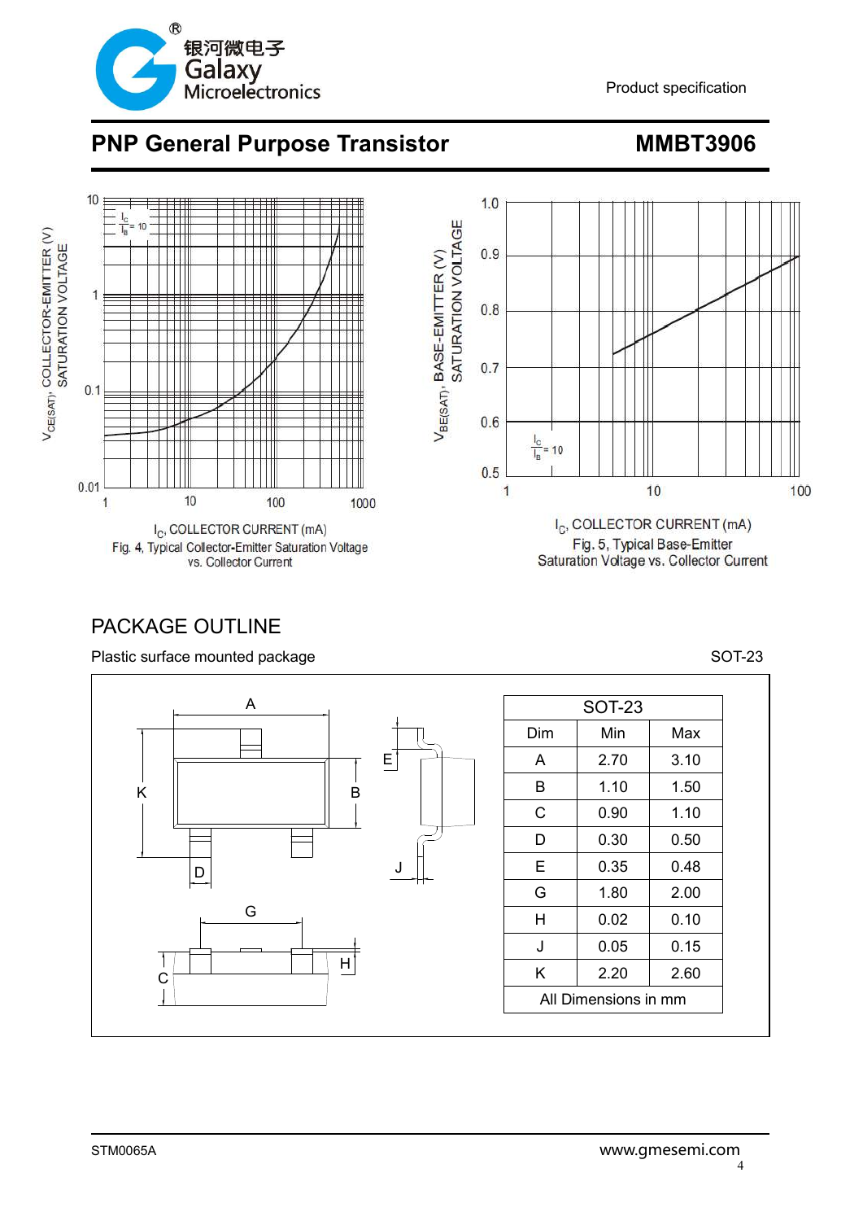# PNP General Purpose Transistor — MMBT3906

Fig. 4, Typical Collector-Emitter Saturation Voltage vs. Collector Current

Fig. 5, Typical Base-Emitter Saturation Voltage vs. Collector Current

## PACKAGE OUTLINE

Plastic surface mounted package — SOT-23

| SOT-23 | | |
|---|---|---|
| Dim | Min | Max |
| A | 2.70 | 3.10 |
| B | 1.10 | 1.50 |
| C | 0.90 | 1.10 |
| D | 0.30 | 0.50 |
| E | 0.35 | 0.48 |
| G | 1.80 | 2.00 |
| H | 0.02 | 0.10 |
| J | 0.05 | 0.15 |
| K | 2.20 | 2.60 |
| All Dimensions in mm | | |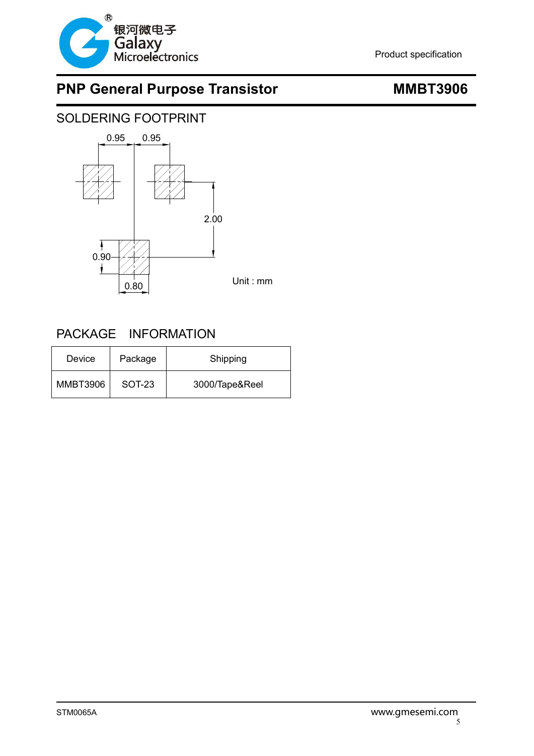# PNP General Purpose Transistor — MMBT3906

## SOLDERING FOOTPRINT

0.95
0.95
2.00
0.90
0.80
Unit : mm

## PACKAGE INFORMATION

| Device | Package | Shipping |
|---|---|---|
| MMBT3906 | SOT-23 | 3000/Tape&Reel |